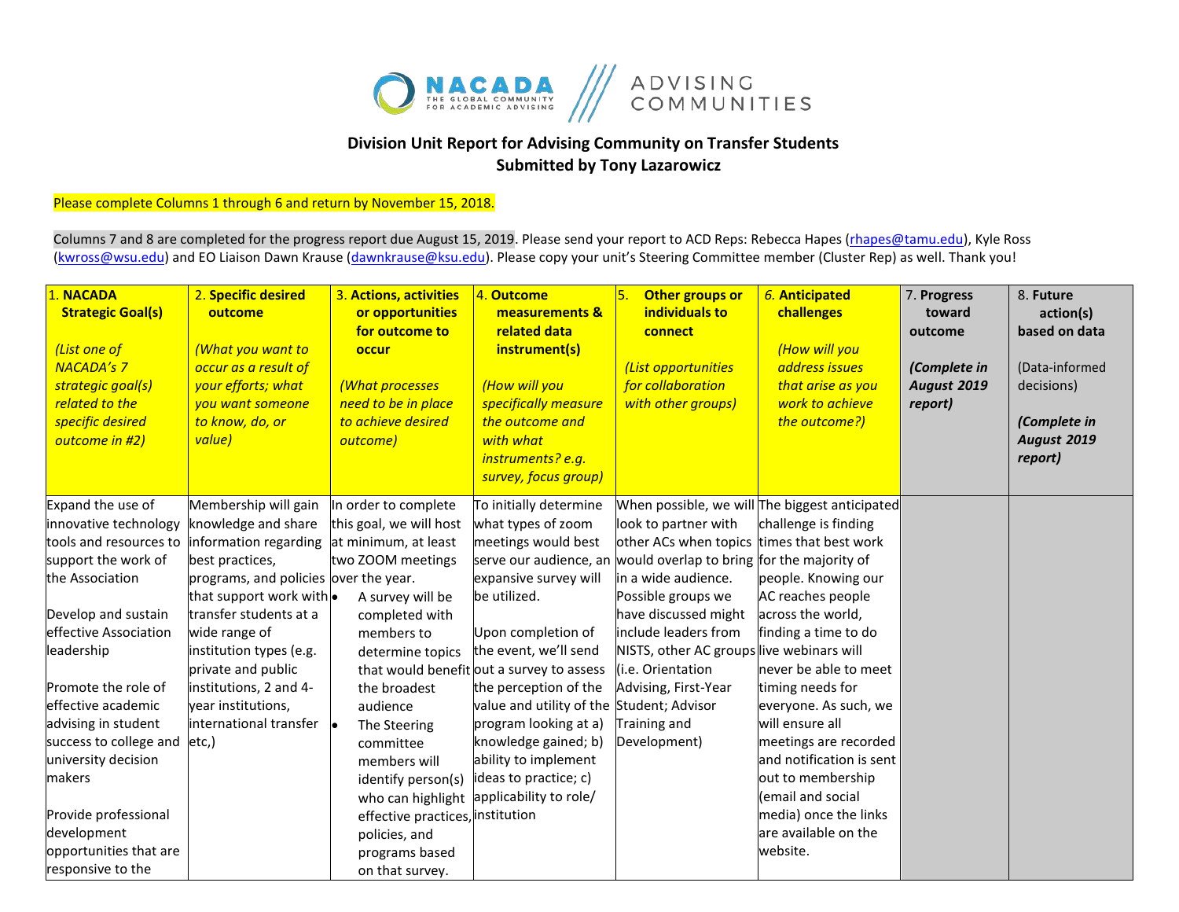NACADA THE GLOBAL COMMUNITY FOR ACADEMIC ADVISING /// ADVISING COMMUNITIES

## Division Unit Report for Advising Community on Transfer Students
## Submitted by Tony Lazarowicz

Please complete Columns 1 through 6 and return by November 15, 2018.

Columns 7 and 8 are completed for the progress report due August 15, 2019. Please send your report to ACD Reps: Rebecca Hapes (rhapes@tamu.edu), Kyle Ross (kwross@wsu.edu) and EO Liaison Dawn Krause (dawnkrause@ksu.edu). Please copy your unit's Steering Committee member (Cluster Rep) as well. Thank you!

| 1. **NACADA Strategic Goal(s)** *(List one of NACADA's 7 strategic goal(s) related to the specific desired outcome in #2)* | 2. **Specific desired outcome** *(What you want to occur as a result of your efforts; what you want someone to know, do, or value)* | 3. **Actions, activities or opportunities for outcome to occur** *(What processes need to be in place to achieve desired outcome)* | 4. **Outcome measurements & related data instrument(s)** *(How will you specifically measure the outcome and with what instruments? e.g. survey, focus group)* | 5. **Other groups or individuals to connect** *(List opportunities for collaboration with other groups)* | 6. **Anticipated challenges** *(How will you address issues that arise as you work to achieve the outcome?)* | 7. **Progress toward outcome** ***(Complete in August 2019 report)*** | 8. **Future action(s) based on data** (Data-informed decisions) ***(Complete in August 2019 report)*** |
|---|---|---|---|---|---|---|---|
| Expand the use of innovative technology tools and resources to support the work of the Association<br><br>Develop and sustain effective Association leadership<br><br>Promote the role of effective academic advising in student success to college and university decision makers<br><br>Provide professional development opportunities that are responsive to the | Membership will gain knowledge and share information regarding best practices, programs, and policies that support work with transfer students at a wide range of institution types (e.g. private and public institutions, 2 and 4-year institutions, international transfer etc,) | In order to complete this goal, we will host at minimum, at least two ZOOM meetings over the year.<br>• A survey will be completed with members to determine topics that would benefit the broadest audience<br>• The Steering committee members will identify person(s) who can highlight effective practices, policies, and programs based on that survey. | To initially determine what types of zoom meetings would best serve our audience, an expansive survey will be utilized.<br><br>Upon completion of the event, we'll send out a survey to assess the perception of the value and utility of the program looking at a) knowledge gained; b) ability to implement ideas to practice; c) applicability to role/ institution | When possible, we will look to partner with other ACs when topics would overlap to bring in a wide audience. Possible groups we have discussed might include leaders from NISTS, other AC groups (i.e. Orientation Advising, First-Year Student; Advisor Training and Development) | The biggest anticipated challenge is finding times that best work for the majority of people. Knowing our AC reaches people across the world, finding a time to do live webinars will never be able to meet timing needs for everyone. As such, we will ensure all meetings are recorded and notification is sent out to membership (email and social media) once the links are available on the website. | | |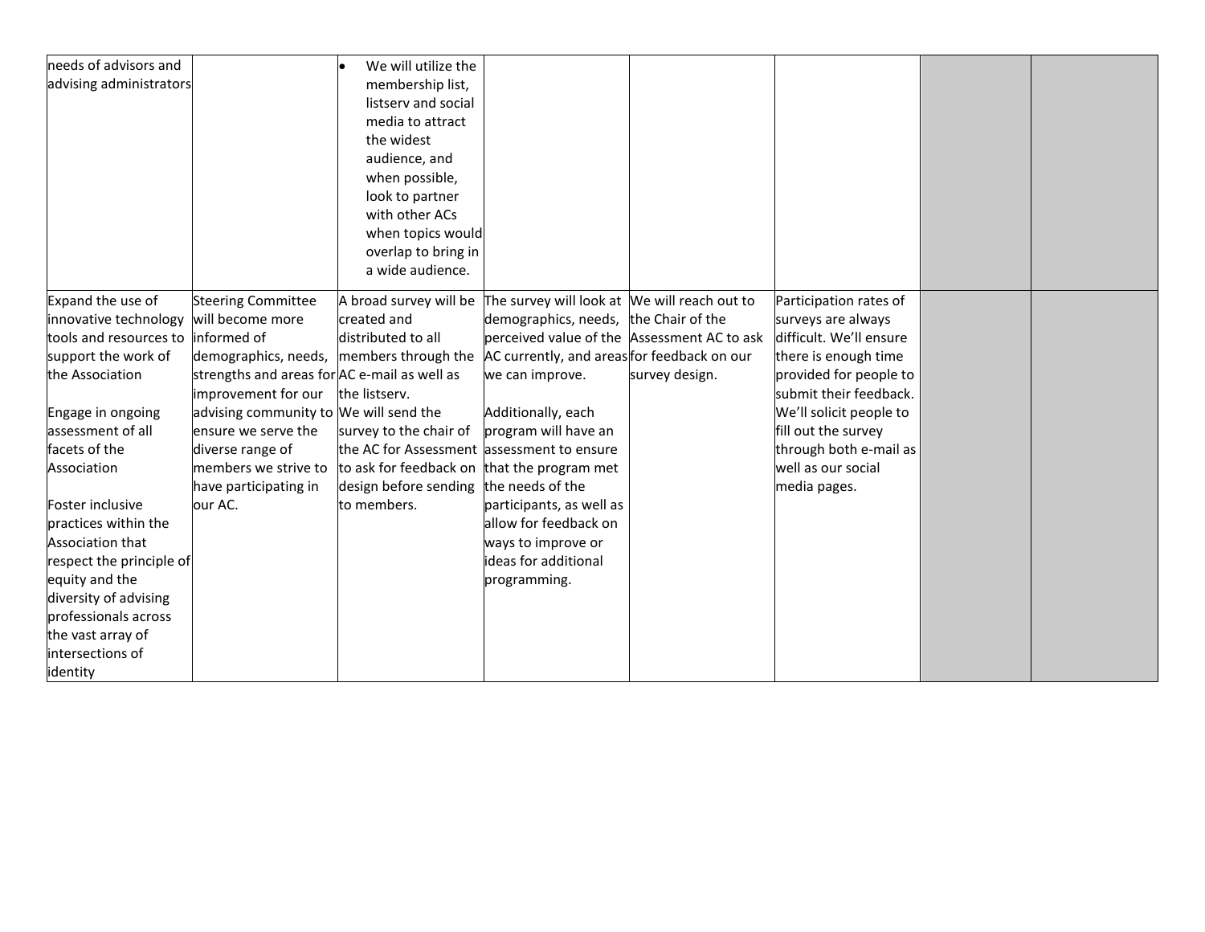| | | | | | | | |
|---|---|---|---|---|---|---|---|
| needs of advisors and advising administrators | | • We will utilize the membership list, listserv and social media to attract the widest audience, and when possible, look to partner with other ACs when topics would overlap to bring in a wide audience. | | | | | |
| Expand the use of innovative technology tools and resources to support the work of the Association<br><br>Engage in ongoing assessment of all facets of the Association<br><br>Foster inclusive practices within the Association that respect the principle of equity and the diversity of advising professionals across the vast array of intersections of identity | Steering Committee will become more informed of demographics, needs, strengths and areas for improvement for our advising community to ensure we serve the diverse range of members we strive to have participating in our AC. | A broad survey will be created and distributed to all members through the AC e-mail as well as the listserv.<br>We will send the survey to the chair of the AC for Assessment to ask for feedback on design before sending to members. | The survey will look at demographics, needs, perceived value of the AC currently, and areas we can improve.<br><br>Additionally, each program will have an assessment to ensure that the program met the needs of the participants, as well as allow for feedback on ways to improve or ideas for additional programming. | We will reach out to the Chair of the Assessment AC to ask for feedback on our survey design. | Participation rates of surveys are always difficult. We'll ensure there is enough time provided for people to submit their feedback. We'll solicit people to fill out the survey through both e-mail as well as our social media pages. | | |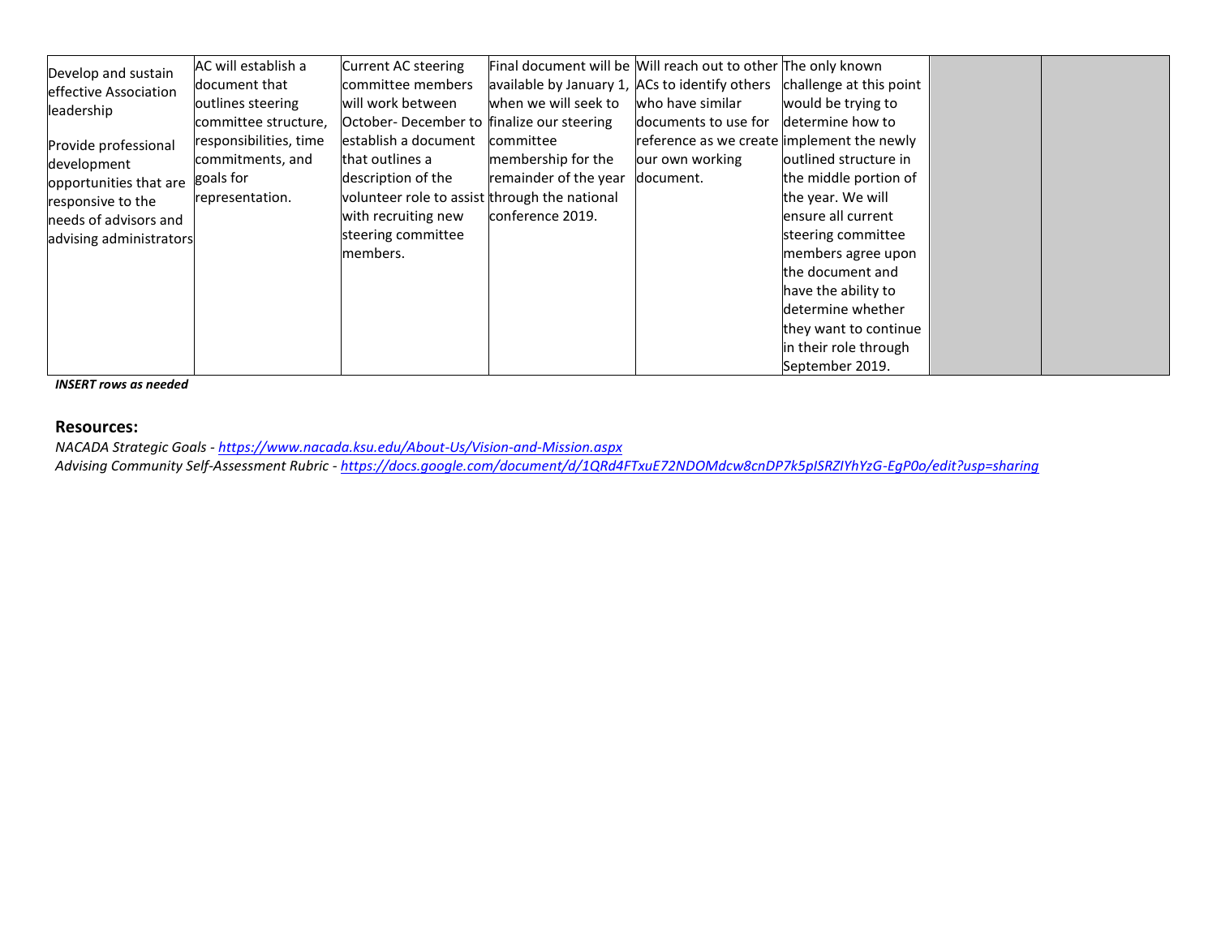| | | | | | | | |
|---|---|---|---|---|---|---|---|
| Develop and sustain effective Association leadership<br><br>Provide professional development opportunities that are responsive to the needs of advisors and advising administrators | AC will establish a document that outlines steering committee structure, responsibilities, time commitments, and goals for representation. | Current AC steering committee members will work between October- December to establish a document that outlines a description of the volunteer role to assist with recruiting new steering committee members. | Final document will be available by January 1, when we will seek to finalize our steering committee membership for the remainder of the year through the national conference 2019. | Will reach out to other ACs to identify others who have similar documents to use for reference as we create our own working document. | The only known challenge at this point would be trying to determine how to implement the newly outlined structure in the middle portion of the year. We will ensure all current steering committee members agree upon the document and have the ability to determine whether they want to continue in their role through September 2019. | | |

***INSERT rows as needed***

## Resources:

*NACADA Strategic Goals - https://www.nacada.ksu.edu/About-Us/Vision-and-Mission.aspx*
*Advising Community Self-Assessment Rubric - https://docs.google.com/document/d/1QRd4FTxuE72NDOMdcw8cnDP7k5pISRZIYhYzG-EgP0o/edit?usp=sharing*